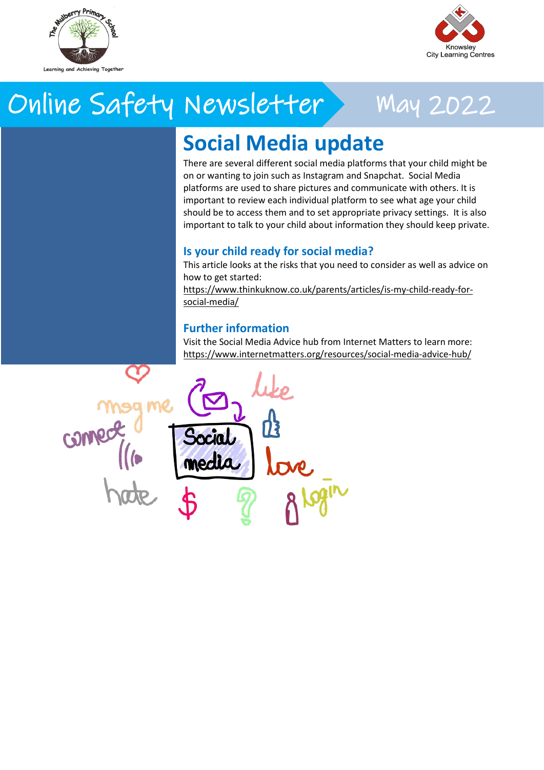# Online Safety Newsletter

May 2022

## Social Media update

There are several different social media platforms that your child might be on or wanting to join such as Instagram and Snapchat. Social Media platforms are used to share pictures and communicate with others. It is important to review each individual platform to see what age your child should be to access them and to set appropriate privacy settings. It is also important to talk to your child about information they should keep private.

### Is your child ready for social media?

This article looks at the risks that you need to consider as well as advice on how to get started:
https://www.thinkuknow.co.uk/parents/articles/is-my-child-ready-for-social-media/

### Further information

Visit the Social Media Advice hub from Internet Matters to learn more:
https://www.internetmatters.org/resources/social-media-advice-hub/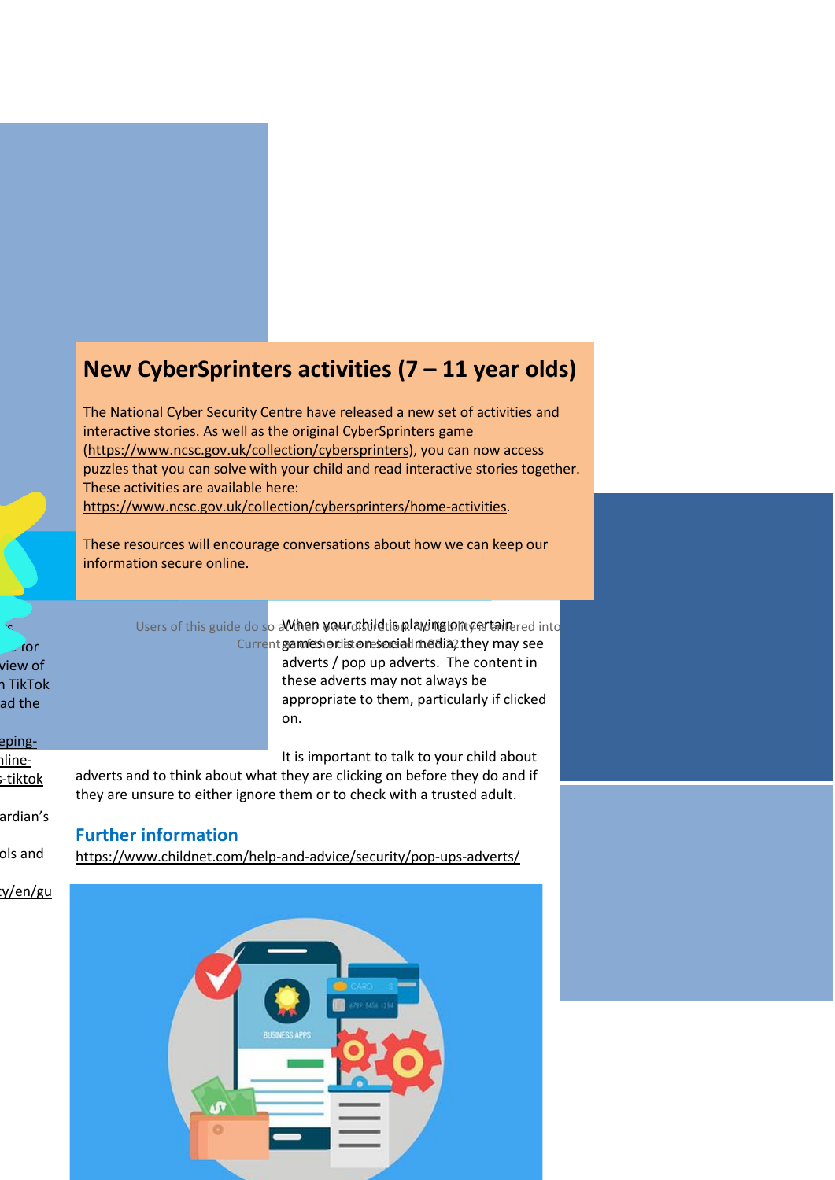## New CyberSprinters activities (7 – 11 year olds)

The National Cyber Security Centre have released a new set of activities and interactive stories. As well as the original CyberSprinters game (https://www.ncsc.gov.uk/collection/cybersprinters), you can now access puzzles that you can solve with your child and read interactive stories together. These activities are available here: https://www.ncsc.gov.uk/collection/cybersprinters/home-activities.

These resources will encourage conversations about how we can keep our information secure online.

When your child is playing on certain games or on social media, they may see adverts / pop up adverts. The content in these adverts may not always be appropriate to them, particularly if clicked on.

It is important to talk to your child about adverts and to think about what they are clicking on before they do and if they are unsure to either ignore them or to check with a trusted adult.

### Further information

https://www.childnet.com/help-and-advice/security/pop-ups-adverts/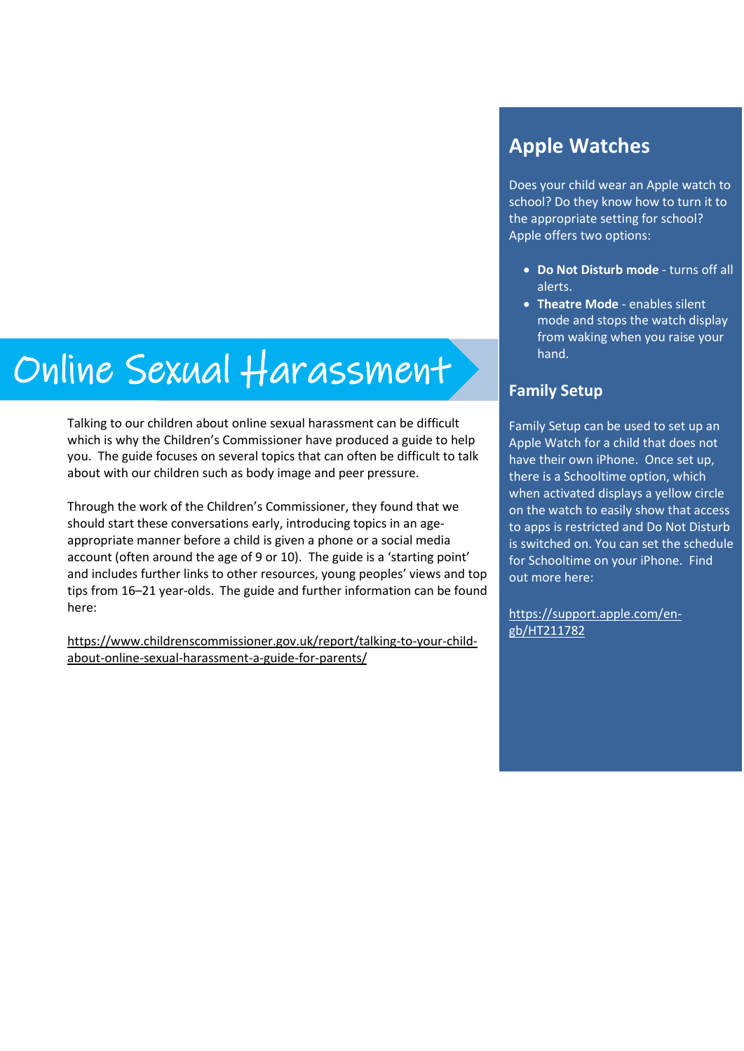# Online Sexual Harassment

Talking to our children about online sexual harassment can be difficult which is why the Children's Commissioner have produced a guide to help you. The guide focuses on several topics that can often be difficult to talk about with our children such as body image and peer pressure.

Through the work of the Children's Commissioner, they found that we should start these conversations early, introducing topics in an age-appropriate manner before a child is given a phone or a social media account (often around the age of 9 or 10). The guide is a 'starting point' and includes further links to other resources, young peoples' views and top tips from 16–21 year-olds. The guide and further information can be found here:

https://www.childrenscommissioner.gov.uk/report/talking-to-your-child-about-online-sexual-harassment-a-guide-for-parents/

## Apple Watches

Does your child wear an Apple watch to school? Do they know how to turn it to the appropriate setting for school? Apple offers two options:

- **Do Not Disturb mode** - turns off all alerts.
- **Theatre Mode** - enables silent mode and stops the watch display from waking when you raise your hand.

### Family Setup

Family Setup can be used to set up an Apple Watch for a child that does not have their own iPhone. Once set up, there is a Schooltime option, which when activated displays a yellow circle on the watch to easily show that access to apps is restricted and Do Not Disturb is switched on. You can set the schedule for Schooltime on your iPhone. Find out more here:

https://support.apple.com/en-gb/HT211782